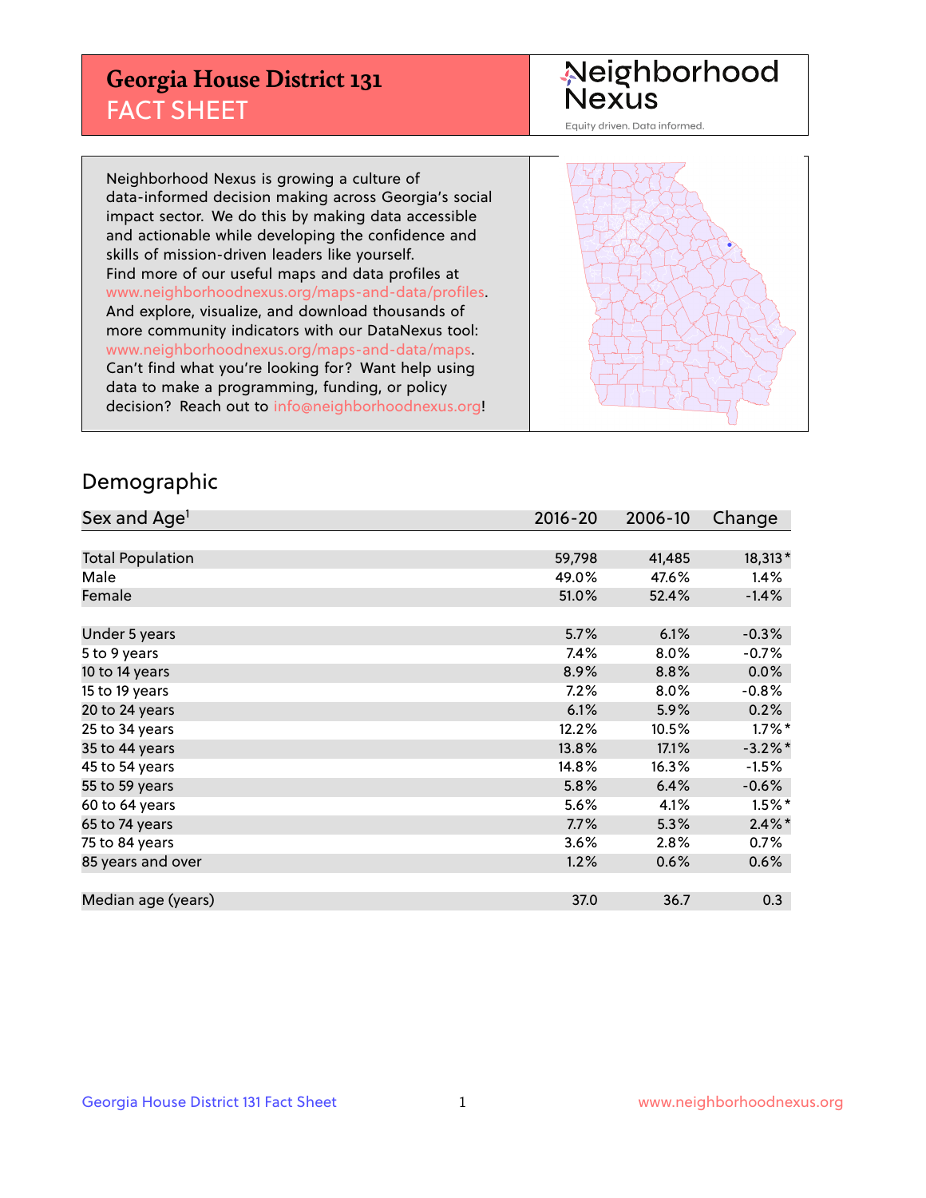# Georgia House District 131
## FACT SHEET

Neighborhood Nexus
Equity driven. Data informed.

Neighborhood Nexus is growing a culture of data-informed decision making across Georgia's social impact sector. We do this by making data accessible and actionable while developing the confidence and skills of mission-driven leaders like yourself. Find more of our useful maps and data profiles at www.neighborhoodnexus.org/maps-and-data/profiles. And explore, visualize, and download thousands of more community indicators with our DataNexus tool: www.neighborhoodnexus.org/maps-and-data/maps. Can't find what you're looking for? Want help using data to make a programming, funding, or policy decision? Reach out to info@neighborhoodnexus.org!

## Demographic

| Sex and Age[1] | 2016-20 | 2006-10 | Change |
|---|---|---|---|
| Total Population | 59,798 | 41,485 | 18,313* |
| Male | 49.0% | 47.6% | 1.4% |
| Female | 51.0% | 52.4% | -1.4% |
| Under 5 years | 5.7% | 6.1% | -0.3% |
| 5 to 9 years | 7.4% | 8.0% | -0.7% |
| 10 to 14 years | 8.9% | 8.8% | 0.0% |
| 15 to 19 years | 7.2% | 8.0% | -0.8% |
| 20 to 24 years | 6.1% | 5.9% | 0.2% |
| 25 to 34 years | 12.2% | 10.5% | 1.7%* |
| 35 to 44 years | 13.8% | 17.1% | -3.2%* |
| 45 to 54 years | 14.8% | 16.3% | -1.5% |
| 55 to 59 years | 5.8% | 6.4% | -0.6% |
| 60 to 64 years | 5.6% | 4.1% | 1.5%* |
| 65 to 74 years | 7.7% | 5.3% | 2.4%* |
| 75 to 84 years | 3.6% | 2.8% | 0.7% |
| 85 years and over | 1.2% | 0.6% | 0.6% |
| Median age (years) | 37.0 | 36.7 | 0.3 |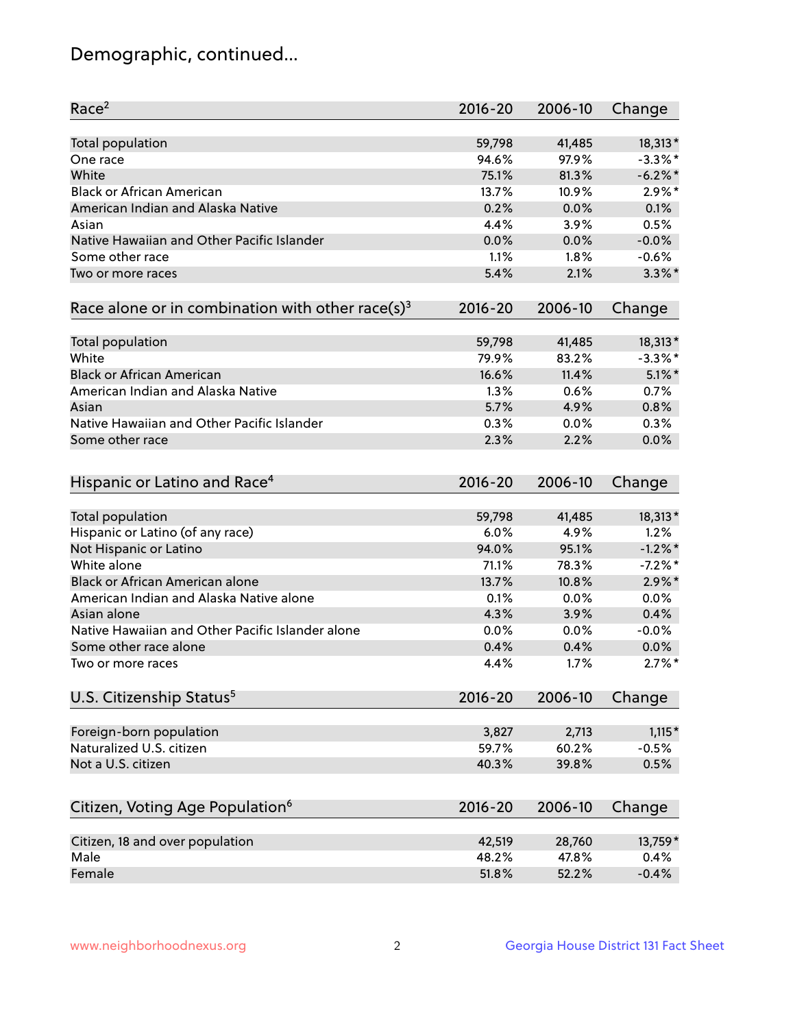# Demographic, continued...

| Race[2] | 2016-20 | 2006-10 | Change |
|---|---|---|---|
| Total population | 59,798 | 41,485 | 18,313* |
| One race | 94.6% | 97.9% | -3.3%* |
| White | 75.1% | 81.3% | -6.2%* |
| Black or African American | 13.7% | 10.9% | 2.9%* |
| American Indian and Alaska Native | 0.2% | 0.0% | 0.1% |
| Asian | 4.4% | 3.9% | 0.5% |
| Native Hawaiian and Other Pacific Islander | 0.0% | 0.0% | -0.0% |
| Some other race | 1.1% | 1.8% | -0.6% |
| Two or more races | 5.4% | 2.1% | 3.3%* |

| Race alone or in combination with other race(s)[3] | 2016-20 | 2006-10 | Change |
|---|---|---|---|
| Total population | 59,798 | 41,485 | 18,313* |
| White | 79.9% | 83.2% | -3.3%* |
| Black or African American | 16.6% | 11.4% | 5.1%* |
| American Indian and Alaska Native | 1.3% | 0.6% | 0.7% |
| Asian | 5.7% | 4.9% | 0.8% |
| Native Hawaiian and Other Pacific Islander | 0.3% | 0.0% | 0.3% |
| Some other race | 2.3% | 2.2% | 0.0% |

| Hispanic or Latino and Race[4] | 2016-20 | 2006-10 | Change |
|---|---|---|---|
| Total population | 59,798 | 41,485 | 18,313* |
| Hispanic or Latino (of any race) | 6.0% | 4.9% | 1.2% |
| Not Hispanic or Latino | 94.0% | 95.1% | -1.2%* |
| White alone | 71.1% | 78.3% | -7.2%* |
| Black or African American alone | 13.7% | 10.8% | 2.9%* |
| American Indian and Alaska Native alone | 0.1% | 0.0% | 0.0% |
| Asian alone | 4.3% | 3.9% | 0.4% |
| Native Hawaiian and Other Pacific Islander alone | 0.0% | 0.0% | -0.0% |
| Some other race alone | 0.4% | 0.4% | 0.0% |
| Two or more races | 4.4% | 1.7% | 2.7%* |

| U.S. Citizenship Status[5] | 2016-20 | 2006-10 | Change |
|---|---|---|---|
| Foreign-born population | 3,827 | 2,713 | 1,115* |
| Naturalized U.S. citizen | 59.7% | 60.2% | -0.5% |
| Not a U.S. citizen | 40.3% | 39.8% | 0.5% |

| Citizen, Voting Age Population[6] | 2016-20 | 2006-10 | Change |
|---|---|---|---|
| Citizen, 18 and over population | 42,519 | 28,760 | 13,759* |
| Male | 48.2% | 47.8% | 0.4% |
| Female | 51.8% | 52.2% | -0.4% |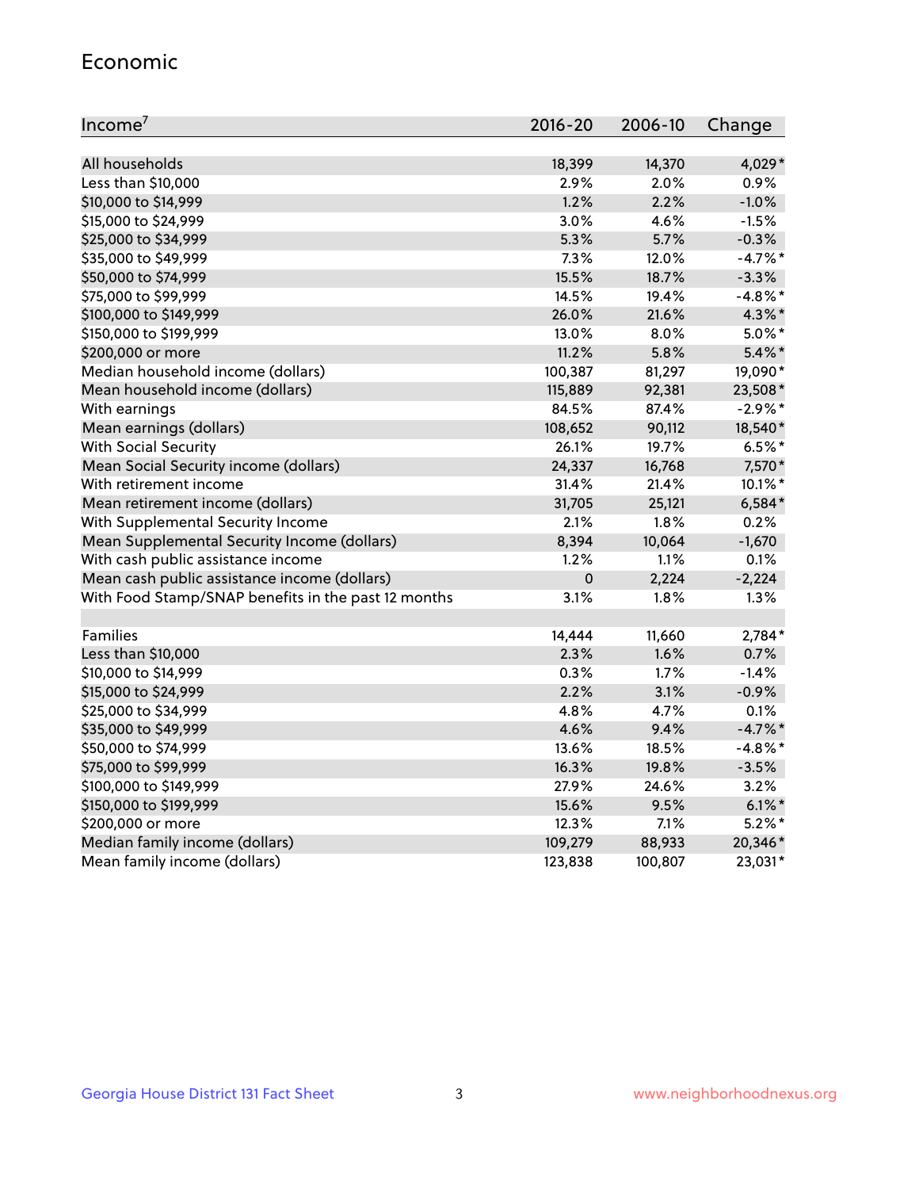## Economic

| Income[7] | 2016-20 | 2006-10 | Change |
|---|---|---|---|
| All households | 18,399 | 14,370 | 4,029* |
| Less than $10,000 | 2.9% | 2.0% | 0.9% |
| $10,000 to $14,999 | 1.2% | 2.2% | -1.0% |
| $15,000 to $24,999 | 3.0% | 4.6% | -1.5% |
| $25,000 to $34,999 | 5.3% | 5.7% | -0.3% |
| $35,000 to $49,999 | 7.3% | 12.0% | -4.7%* |
| $50,000 to $74,999 | 15.5% | 18.7% | -3.3% |
| $75,000 to $99,999 | 14.5% | 19.4% | -4.8%* |
| $100,000 to $149,999 | 26.0% | 21.6% | 4.3%* |
| $150,000 to $199,999 | 13.0% | 8.0% | 5.0%* |
| $200,000 or more | 11.2% | 5.8% | 5.4%* |
| Median household income (dollars) | 100,387 | 81,297 | 19,090* |
| Mean household income (dollars) | 115,889 | 92,381 | 23,508* |
| With earnings | 84.5% | 87.4% | -2.9%* |
| Mean earnings (dollars) | 108,652 | 90,112 | 18,540* |
| With Social Security | 26.1% | 19.7% | 6.5%* |
| Mean Social Security income (dollars) | 24,337 | 16,768 | 7,570* |
| With retirement income | 31.4% | 21.4% | 10.1%* |
| Mean retirement income (dollars) | 31,705 | 25,121 | 6,584* |
| With Supplemental Security Income | 2.1% | 1.8% | 0.2% |
| Mean Supplemental Security Income (dollars) | 8,394 | 10,064 | -1,670 |
| With cash public assistance income | 1.2% | 1.1% | 0.1% |
| Mean cash public assistance income (dollars) | 0 | 2,224 | -2,224 |
| With Food Stamp/SNAP benefits in the past 12 months | 3.1% | 1.8% | 1.3% |
| | | | |
| Families | 14,444 | 11,660 | 2,784* |
| Less than $10,000 | 2.3% | 1.6% | 0.7% |
| $10,000 to $14,999 | 0.3% | 1.7% | -1.4% |
| $15,000 to $24,999 | 2.2% | 3.1% | -0.9% |
| $25,000 to $34,999 | 4.8% | 4.7% | 0.1% |
| $35,000 to $49,999 | 4.6% | 9.4% | -4.7%* |
| $50,000 to $74,999 | 13.6% | 18.5% | -4.8%* |
| $75,000 to $99,999 | 16.3% | 19.8% | -3.5% |
| $100,000 to $149,999 | 27.9% | 24.6% | 3.2% |
| $150,000 to $199,999 | 15.6% | 9.5% | 6.1%* |
| $200,000 or more | 12.3% | 7.1% | 5.2%* |
| Median family income (dollars) | 109,279 | 88,933 | 20,346* |
| Mean family income (dollars) | 123,838 | 100,807 | 23,031* |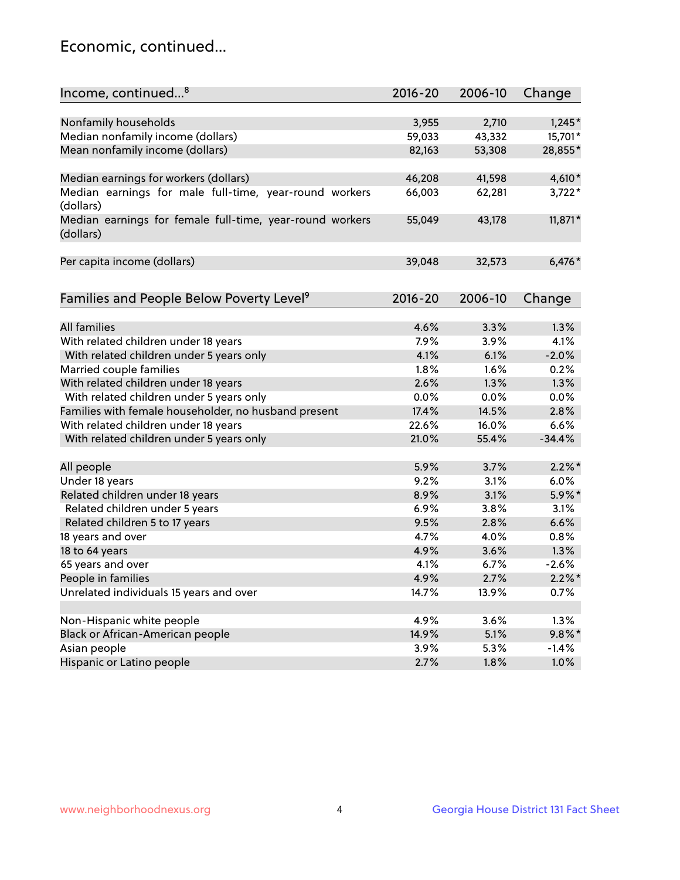# Economic, continued...

| Income, continued...[8] | 2016-20 | 2006-10 | Change |
|---|---|---|---|
| Nonfamily households | 3,955 | 2,710 | 1,245* |
| Median nonfamily income (dollars) | 59,033 | 43,332 | 15,701* |
| Mean nonfamily income (dollars) | 82,163 | 53,308 | 28,855* |
| Median earnings for workers (dollars) | 46,208 | 41,598 | 4,610* |
| Median earnings for male full-time, year-round workers (dollars) | 66,003 | 62,281 | 3,722* |
| Median earnings for female full-time, year-round workers (dollars) | 55,049 | 43,178 | 11,871* |
| Per capita income (dollars) | 39,048 | 32,573 | 6,476* |

| Families and People Below Poverty Level[9] | 2016-20 | 2006-10 | Change |
|---|---|---|---|
| All families | 4.6% | 3.3% | 1.3% |
| With related children under 18 years | 7.9% | 3.9% | 4.1% |
| With related children under 5 years only | 4.1% | 6.1% | -2.0% |
| Married couple families | 1.8% | 1.6% | 0.2% |
| With related children under 18 years | 2.6% | 1.3% | 1.3% |
| With related children under 5 years only | 0.0% | 0.0% | 0.0% |
| Families with female householder, no husband present | 17.4% | 14.5% | 2.8% |
| With related children under 18 years | 22.6% | 16.0% | 6.6% |
| With related children under 5 years only | 21.0% | 55.4% | -34.4% |
| All people | 5.9% | 3.7% | 2.2%* |
| Under 18 years | 9.2% | 3.1% | 6.0% |
| Related children under 18 years | 8.9% | 3.1% | 5.9%* |
| Related children under 5 years | 6.9% | 3.8% | 3.1% |
| Related children 5 to 17 years | 9.5% | 2.8% | 6.6% |
| 18 years and over | 4.7% | 4.0% | 0.8% |
| 18 to 64 years | 4.9% | 3.6% | 1.3% |
| 65 years and over | 4.1% | 6.7% | -2.6% |
| People in families | 4.9% | 2.7% | 2.2%* |
| Unrelated individuals 15 years and over | 14.7% | 13.9% | 0.7% |
| Non-Hispanic white people | 4.9% | 3.6% | 1.3% |
| Black or African-American people | 14.9% | 5.1% | 9.8%* |
| Asian people | 3.9% | 5.3% | -1.4% |
| Hispanic or Latino people | 2.7% | 1.8% | 1.0% |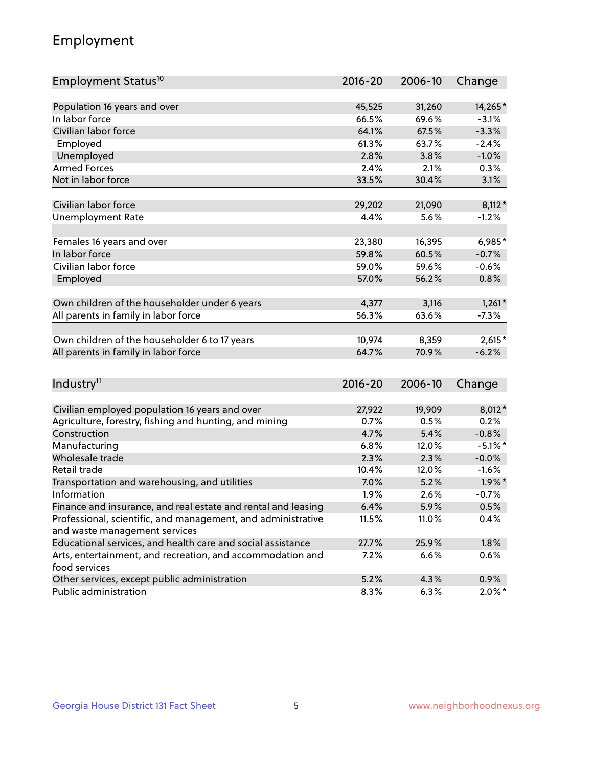# Employment

| Employment Status[10] | 2016-20 | 2006-10 | Change |
|---|---|---|---|
| Population 16 years and over | 45,525 | 31,260 | 14,265* |
| In labor force | 66.5% | 69.6% | -3.1% |
| Civilian labor force | 64.1% | 67.5% | -3.3% |
| Employed | 61.3% | 63.7% | -2.4% |
| Unemployed | 2.8% | 3.8% | -1.0% |
| Armed Forces | 2.4% | 2.1% | 0.3% |
| Not in labor force | 33.5% | 30.4% | 3.1% |
| | | | |
| Civilian labor force | 29,202 | 21,090 | 8,112* |
| Unemployment Rate | 4.4% | 5.6% | -1.2% |
| | | | |
| Females 16 years and over | 23,380 | 16,395 | 6,985* |
| In labor force | 59.8% | 60.5% | -0.7% |
| Civilian labor force | 59.0% | 59.6% | -0.6% |
| Employed | 57.0% | 56.2% | 0.8% |
| | | | |
| Own children of the householder under 6 years | 4,377 | 3,116 | 1,261* |
| All parents in family in labor force | 56.3% | 63.6% | -7.3% |
| | | | |
| Own children of the householder 6 to 17 years | 10,974 | 8,359 | 2,615* |
| All parents in family in labor force | 64.7% | 70.9% | -6.2% |

| Industry[11] | 2016-20 | 2006-10 | Change |
|---|---|---|---|
| Civilian employed population 16 years and over | 27,922 | 19,909 | 8,012* |
| Agriculture, forestry, fishing and hunting, and mining | 0.7% | 0.5% | 0.2% |
| Construction | 4.7% | 5.4% | -0.8% |
| Manufacturing | 6.8% | 12.0% | -5.1%* |
| Wholesale trade | 2.3% | 2.3% | -0.0% |
| Retail trade | 10.4% | 12.0% | -1.6% |
| Transportation and warehousing, and utilities | 7.0% | 5.2% | 1.9%* |
| Information | 1.9% | 2.6% | -0.7% |
| Finance and insurance, and real estate and rental and leasing | 6.4% | 5.9% | 0.5% |
| Professional, scientific, and management, and administrative and waste management services | 11.5% | 11.0% | 0.4% |
| Educational services, and health care and social assistance | 27.7% | 25.9% | 1.8% |
| Arts, entertainment, and recreation, and accommodation and food services | 7.2% | 6.6% | 0.6% |
| Other services, except public administration | 5.2% | 4.3% | 0.9% |
| Public administration | 8.3% | 6.3% | 2.0%* |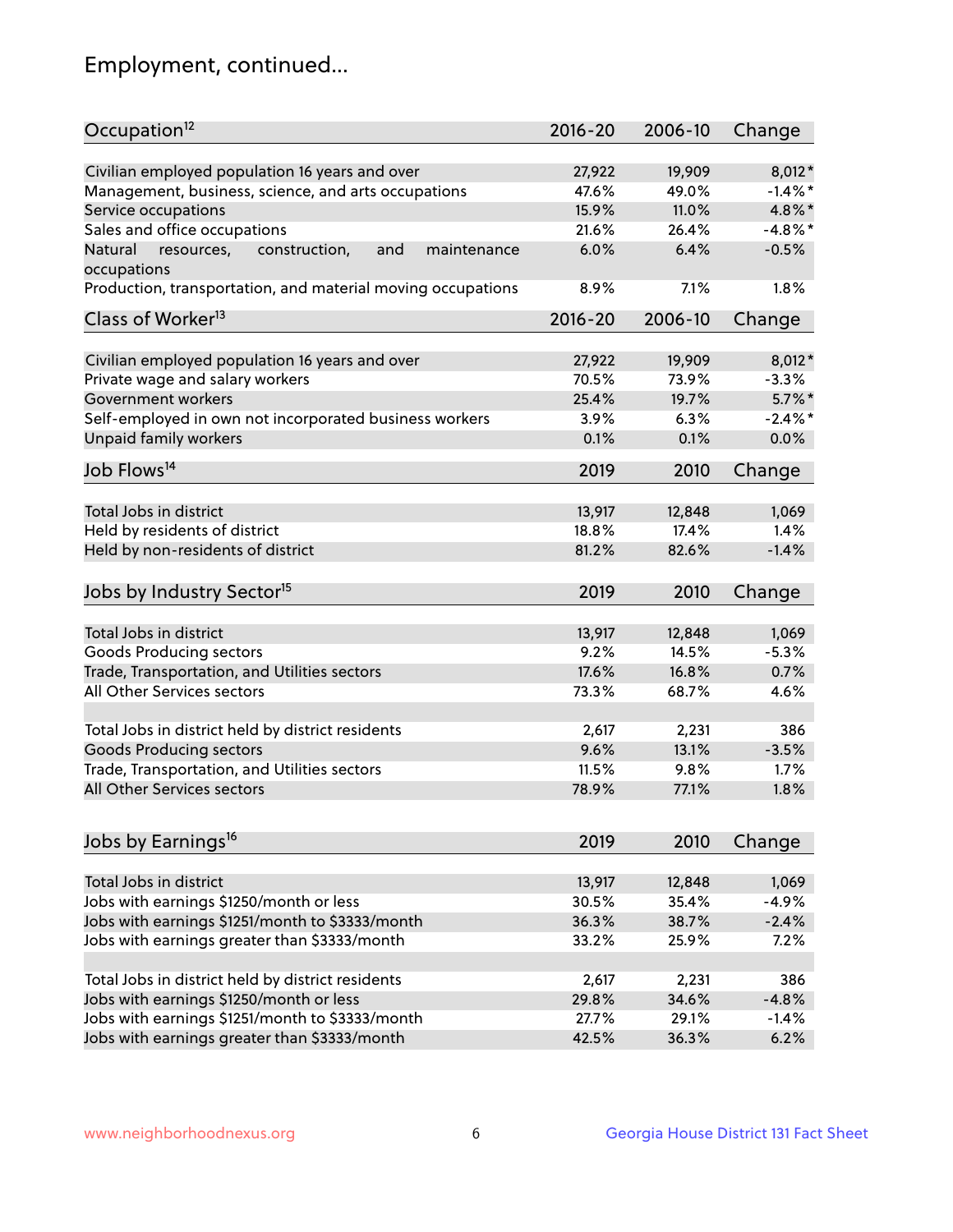## Employment, continued...

| Occupation[12] | 2016-20 | 2006-10 | Change |
|---|---|---|---|
| Civilian employed population 16 years and over | 27,922 | 19,909 | 8,012* |
| Management, business, science, and arts occupations | 47.6% | 49.0% | -1.4%* |
| Service occupations | 15.9% | 11.0% | 4.8%* |
| Sales and office occupations | 21.6% | 26.4% | -4.8%* |
| Natural resources, construction, and maintenance occupations | 6.0% | 6.4% | -0.5% |
| Production, transportation, and material moving occupations | 8.9% | 7.1% | 1.8% |

| Class of Worker[13] | 2016-20 | 2006-10 | Change |
|---|---|---|---|
| Civilian employed population 16 years and over | 27,922 | 19,909 | 8,012* |
| Private wage and salary workers | 70.5% | 73.9% | -3.3% |
| Government workers | 25.4% | 19.7% | 5.7%* |
| Self-employed in own not incorporated business workers | 3.9% | 6.3% | -2.4%* |
| Unpaid family workers | 0.1% | 0.1% | 0.0% |

| Job Flows[14] | 2019 | 2010 | Change |
|---|---|---|---|
| Total Jobs in district | 13,917 | 12,848 | 1,069 |
| Held by residents of district | 18.8% | 17.4% | 1.4% |
| Held by non-residents of district | 81.2% | 82.6% | -1.4% |

| Jobs by Industry Sector[15] | 2019 | 2010 | Change |
|---|---|---|---|
| Total Jobs in district | 13,917 | 12,848 | 1,069 |
| Goods Producing sectors | 9.2% | 14.5% | -5.3% |
| Trade, Transportation, and Utilities sectors | 17.6% | 16.8% | 0.7% |
| All Other Services sectors | 73.3% | 68.7% | 4.6% |
| | | | |
| Total Jobs in district held by district residents | 2,617 | 2,231 | 386 |
| Goods Producing sectors | 9.6% | 13.1% | -3.5% |
| Trade, Transportation, and Utilities sectors | 11.5% | 9.8% | 1.7% |
| All Other Services sectors | 78.9% | 77.1% | 1.8% |

| Jobs by Earnings[16] | 2019 | 2010 | Change |
|---|---|---|---|
| Total Jobs in district | 13,917 | 12,848 | 1,069 |
| Jobs with earnings $1250/month or less | 30.5% | 35.4% | -4.9% |
| Jobs with earnings $1251/month to $3333/month | 36.3% | 38.7% | -2.4% |
| Jobs with earnings greater than $3333/month | 33.2% | 25.9% | 7.2% |
| | | | |
| Total Jobs in district held by district residents | 2,617 | 2,231 | 386 |
| Jobs with earnings $1250/month or less | 29.8% | 34.6% | -4.8% |
| Jobs with earnings $1251/month to $3333/month | 27.7% | 29.1% | -1.4% |
| Jobs with earnings greater than $3333/month | 42.5% | 36.3% | 6.2% |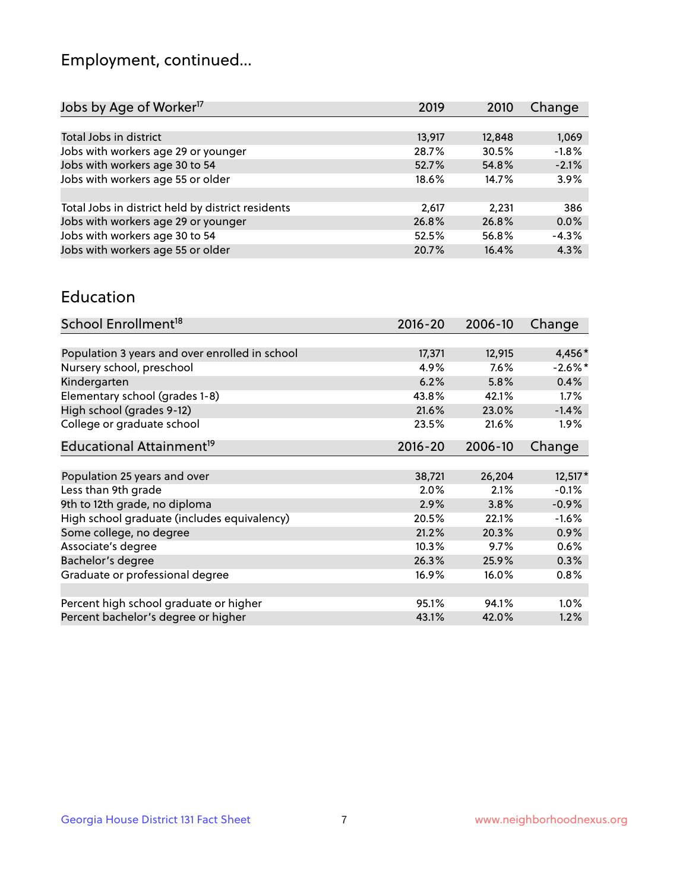## Employment, continued...

| Jobs by Age of Worker[17] | 2019 | 2010 | Change |
|---|---|---|---|
| Total Jobs in district | 13,917 | 12,848 | 1,069 |
| Jobs with workers age 29 or younger | 28.7% | 30.5% | -1.8% |
| Jobs with workers age 30 to 54 | 52.7% | 54.8% | -2.1% |
| Jobs with workers age 55 or older | 18.6% | 14.7% | 3.9% |
| | | | |
| Total Jobs in district held by district residents | 2,617 | 2,231 | 386 |
| Jobs with workers age 29 or younger | 26.8% | 26.8% | 0.0% |
| Jobs with workers age 30 to 54 | 52.5% | 56.8% | -4.3% |
| Jobs with workers age 55 or older | 20.7% | 16.4% | 4.3% |

## Education

| School Enrollment[18] | 2016-20 | 2006-10 | Change |
|---|---|---|---|
| Population 3 years and over enrolled in school | 17,371 | 12,915 | 4,456* |
| Nursery school, preschool | 4.9% | 7.6% | -2.6%* |
| Kindergarten | 6.2% | 5.8% | 0.4% |
| Elementary school (grades 1-8) | 43.8% | 42.1% | 1.7% |
| High school (grades 9-12) | 21.6% | 23.0% | -1.4% |
| College or graduate school | 23.5% | 21.6% | 1.9% |

| Educational Attainment[19] | 2016-20 | 2006-10 | Change |
|---|---|---|---|
| Population 25 years and over | 38,721 | 26,204 | 12,517* |
| Less than 9th grade | 2.0% | 2.1% | -0.1% |
| 9th to 12th grade, no diploma | 2.9% | 3.8% | -0.9% |
| High school graduate (includes equivalency) | 20.5% | 22.1% | -1.6% |
| Some college, no degree | 21.2% | 20.3% | 0.9% |
| Associate's degree | 10.3% | 9.7% | 0.6% |
| Bachelor's degree | 26.3% | 25.9% | 0.3% |
| Graduate or professional degree | 16.9% | 16.0% | 0.8% |
| | | | |
| Percent high school graduate or higher | 95.1% | 94.1% | 1.0% |
| Percent bachelor's degree or higher | 43.1% | 42.0% | 1.2% |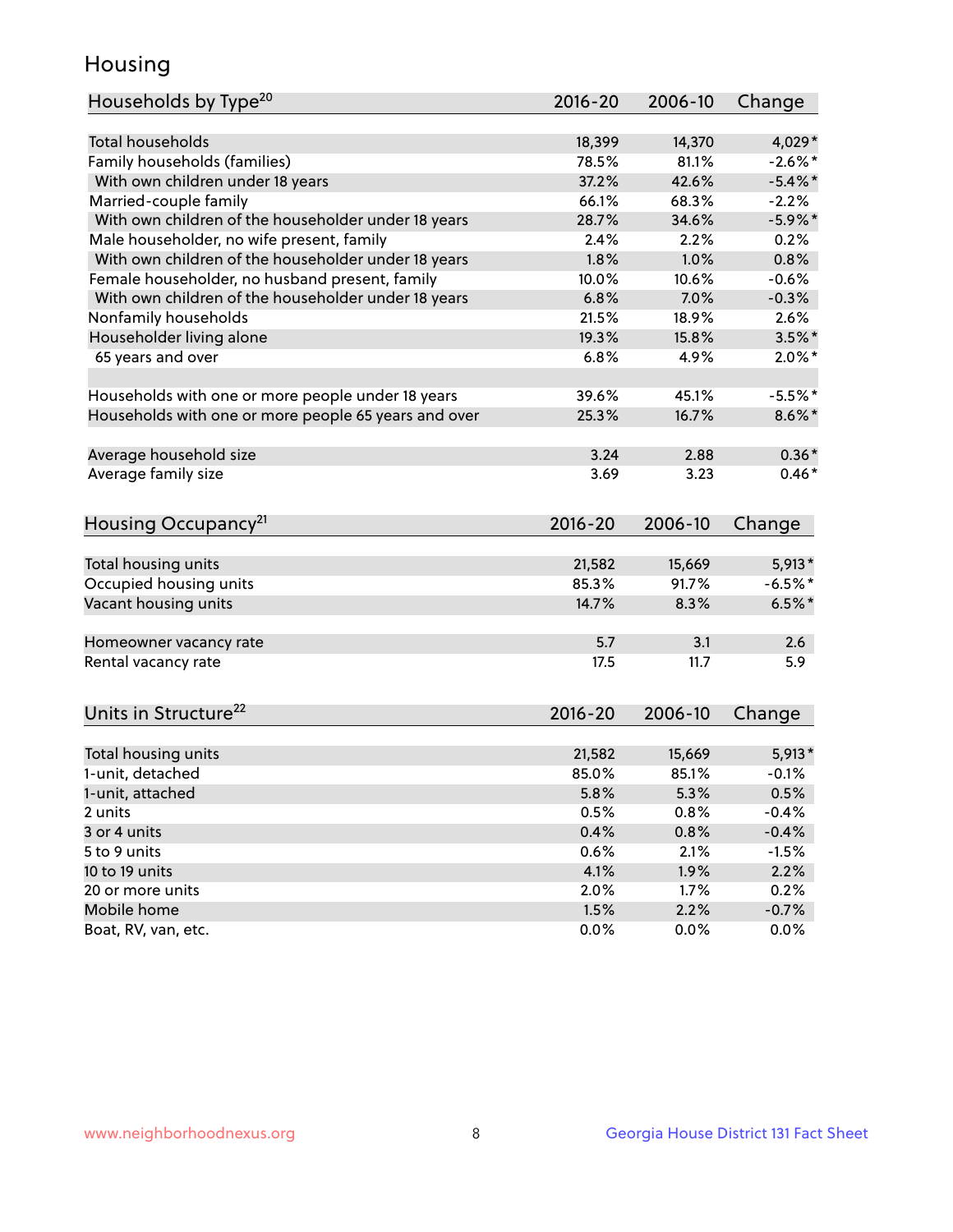# Housing

| Households by Type[20] | 2016-20 | 2006-10 | Change |
|---|---|---|---|
| Total households | 18,399 | 14,370 | 4,029* |
| Family households (families) | 78.5% | 81.1% | -2.6%* |
| With own children under 18 years | 37.2% | 42.6% | -5.4%* |
| Married-couple family | 66.1% | 68.3% | -2.2% |
| With own children of the householder under 18 years | 28.7% | 34.6% | -5.9%* |
| Male householder, no wife present, family | 2.4% | 2.2% | 0.2% |
| With own children of the householder under 18 years | 1.8% | 1.0% | 0.8% |
| Female householder, no husband present, family | 10.0% | 10.6% | -0.6% |
| With own children of the householder under 18 years | 6.8% | 7.0% | -0.3% |
| Nonfamily households | 21.5% | 18.9% | 2.6% |
| Householder living alone | 19.3% | 15.8% | 3.5%* |
| 65 years and over | 6.8% | 4.9% | 2.0%* |
| | | | |
| Households with one or more people under 18 years | 39.6% | 45.1% | -5.5%* |
| Households with one or more people 65 years and over | 25.3% | 16.7% | 8.6%* |
| | | | |
| Average household size | 3.24 | 2.88 | 0.36* |
| Average family size | 3.69 | 3.23 | 0.46* |

| Housing Occupancy[21] | 2016-20 | 2006-10 | Change |
|---|---|---|---|
| Total housing units | 21,582 | 15,669 | 5,913* |
| Occupied housing units | 85.3% | 91.7% | -6.5%* |
| Vacant housing units | 14.7% | 8.3% | 6.5%* |
| | | | |
| Homeowner vacancy rate | 5.7 | 3.1 | 2.6 |
| Rental vacancy rate | 17.5 | 11.7 | 5.9 |

| Units in Structure[22] | 2016-20 | 2006-10 | Change |
|---|---|---|---|
| Total housing units | 21,582 | 15,669 | 5,913* |
| 1-unit, detached | 85.0% | 85.1% | -0.1% |
| 1-unit, attached | 5.8% | 5.3% | 0.5% |
| 2 units | 0.5% | 0.8% | -0.4% |
| 3 or 4 units | 0.4% | 0.8% | -0.4% |
| 5 to 9 units | 0.6% | 2.1% | -1.5% |
| 10 to 19 units | 4.1% | 1.9% | 2.2% |
| 20 or more units | 2.0% | 1.7% | 0.2% |
| Mobile home | 1.5% | 2.2% | -0.7% |
| Boat, RV, van, etc. | 0.0% | 0.0% | 0.0% |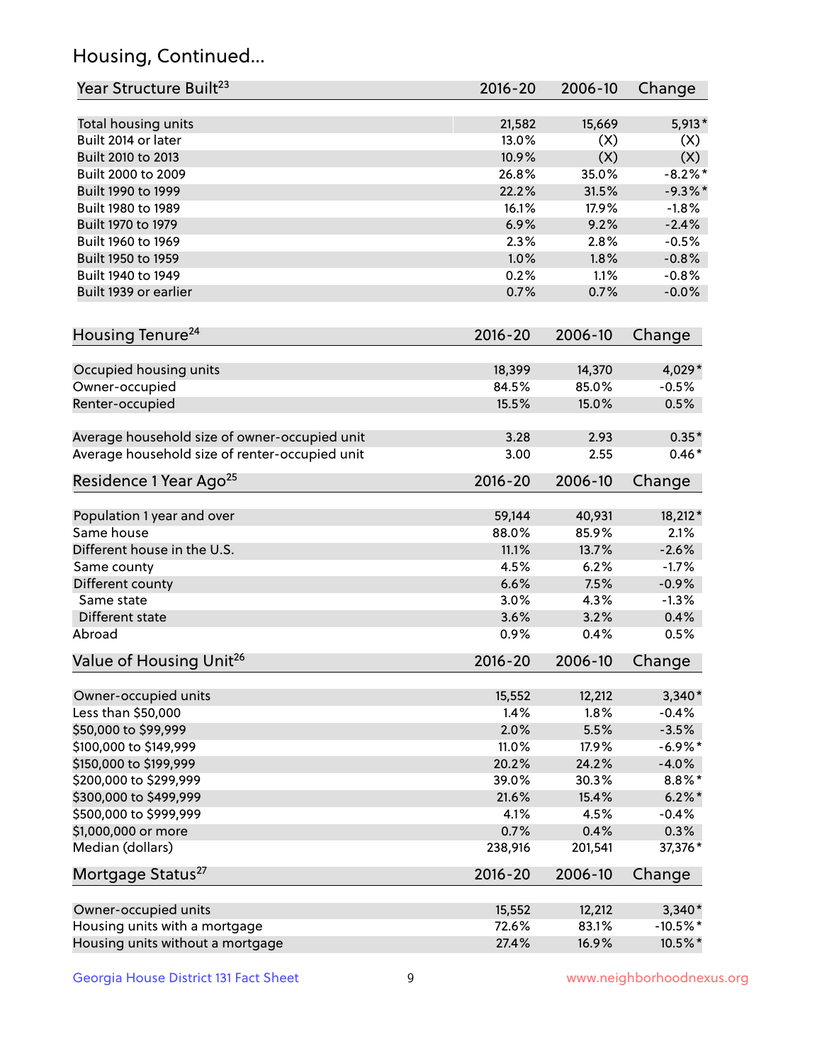## Housing, Continued...

| Year Structure Built[23] | 2016-20 | 2006-10 | Change |
|---|---|---|---|
| Total housing units | 21,582 | 15,669 | 5,913* |
| Built 2014 or later | 13.0% | (X) | (X) |
| Built 2010 to 2013 | 10.9% | (X) | (X) |
| Built 2000 to 2009 | 26.8% | 35.0% | -8.2%* |
| Built 1990 to 1999 | 22.2% | 31.5% | -9.3%* |
| Built 1980 to 1989 | 16.1% | 17.9% | -1.8% |
| Built 1970 to 1979 | 6.9% | 9.2% | -2.4% |
| Built 1960 to 1969 | 2.3% | 2.8% | -0.5% |
| Built 1950 to 1959 | 1.0% | 1.8% | -0.8% |
| Built 1940 to 1949 | 0.2% | 1.1% | -0.8% |
| Built 1939 or earlier | 0.7% | 0.7% | -0.0% |

| Housing Tenure[24] | 2016-20 | 2006-10 | Change |
|---|---|---|---|
| Occupied housing units | 18,399 | 14,370 | 4,029* |
| Owner-occupied | 84.5% | 85.0% | -0.5% |
| Renter-occupied | 15.5% | 15.0% | 0.5% |
| Average household size of owner-occupied unit | 3.28 | 2.93 | 0.35* |
| Average household size of renter-occupied unit | 3.00 | 2.55 | 0.46* |

| Residence 1 Year Ago[25] | 2016-20 | 2006-10 | Change |
|---|---|---|---|
| Population 1 year and over | 59,144 | 40,931 | 18,212* |
| Same house | 88.0% | 85.9% | 2.1% |
| Different house in the U.S. | 11.1% | 13.7% | -2.6% |
| Same county | 4.5% | 6.2% | -1.7% |
| Different county | 6.6% | 7.5% | -0.9% |
| Same state | 3.0% | 4.3% | -1.3% |
| Different state | 3.6% | 3.2% | 0.4% |
| Abroad | 0.9% | 0.4% | 0.5% |

| Value of Housing Unit[26] | 2016-20 | 2006-10 | Change |
|---|---|---|---|
| Owner-occupied units | 15,552 | 12,212 | 3,340* |
| Less than $50,000 | 1.4% | 1.8% | -0.4% |
| $50,000 to $99,999 | 2.0% | 5.5% | -3.5% |
| $100,000 to $149,999 | 11.0% | 17.9% | -6.9%* |
| $150,000 to $199,999 | 20.2% | 24.2% | -4.0% |
| $200,000 to $299,999 | 39.0% | 30.3% | 8.8%* |
| $300,000 to $499,999 | 21.6% | 15.4% | 6.2%* |
| $500,000 to $999,999 | 4.1% | 4.5% | -0.4% |
| $1,000,000 or more | 0.7% | 0.4% | 0.3% |
| Median (dollars) | 238,916 | 201,541 | 37,376* |

| Mortgage Status[27] | 2016-20 | 2006-10 | Change |
|---|---|---|---|
| Owner-occupied units | 15,552 | 12,212 | 3,340* |
| Housing units with a mortgage | 72.6% | 83.1% | -10.5%* |
| Housing units without a mortgage | 27.4% | 16.9% | 10.5%* |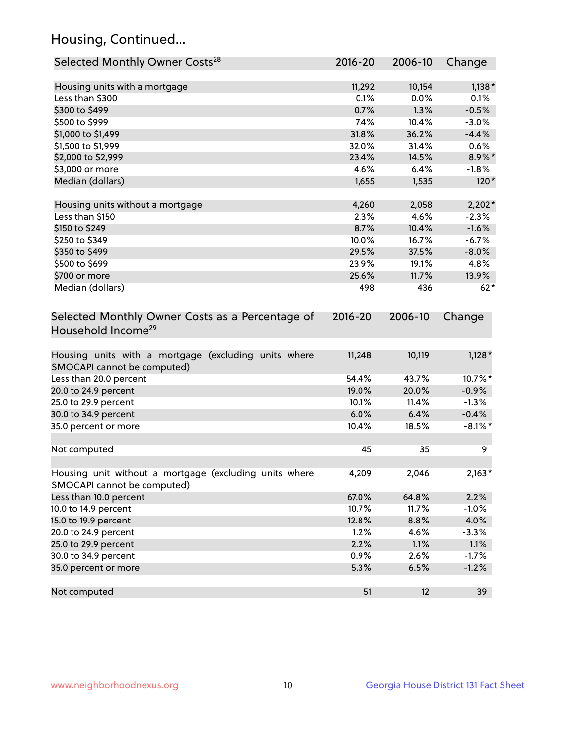## Housing, Continued...

| Selected Monthly Owner Costs[28] | 2016-20 | 2006-10 | Change |
|---|---|---|---|
| Housing units with a mortgage | 11,292 | 10,154 | 1,138* |
| Less than $300 | 0.1% | 0.0% | 0.1% |
| $300 to $499 | 0.7% | 1.3% | -0.5% |
| $500 to $999 | 7.4% | 10.4% | -3.0% |
| $1,000 to $1,499 | 31.8% | 36.2% | -4.4% |
| $1,500 to $1,999 | 32.0% | 31.4% | 0.6% |
| $2,000 to $2,999 | 23.4% | 14.5% | 8.9%* |
| $3,000 or more | 4.6% | 6.4% | -1.8% |
| Median (dollars) | 1,655 | 1,535 | 120* |
| | | | |
| Housing units without a mortgage | 4,260 | 2,058 | 2,202* |
| Less than $150 | 2.3% | 4.6% | -2.3% |
| $150 to $249 | 8.7% | 10.4% | -1.6% |
| $250 to $349 | 10.0% | 16.7% | -6.7% |
| $350 to $499 | 29.5% | 37.5% | -8.0% |
| $500 to $699 | 23.9% | 19.1% | 4.8% |
| $700 or more | 25.6% | 11.7% | 13.9% |
| Median (dollars) | 498 | 436 | 62* |

| Selected Monthly Owner Costs as a Percentage of Household Income[29] | 2016-20 | 2006-10 | Change |
|---|---|---|---|
| Housing units with a mortgage (excluding units where SMOCAPI cannot be computed) | 11,248 | 10,119 | 1,128* |
| Less than 20.0 percent | 54.4% | 43.7% | 10.7%* |
| 20.0 to 24.9 percent | 19.0% | 20.0% | -0.9% |
| 25.0 to 29.9 percent | 10.1% | 11.4% | -1.3% |
| 30.0 to 34.9 percent | 6.0% | 6.4% | -0.4% |
| 35.0 percent or more | 10.4% | 18.5% | -8.1%* |
| | | | |
| Not computed | 45 | 35 | 9 |
| | | | |
| Housing unit without a mortgage (excluding units where SMOCAPI cannot be computed) | 4,209 | 2,046 | 2,163* |
| Less than 10.0 percent | 67.0% | 64.8% | 2.2% |
| 10.0 to 14.9 percent | 10.7% | 11.7% | -1.0% |
| 15.0 to 19.9 percent | 12.8% | 8.8% | 4.0% |
| 20.0 to 24.9 percent | 1.2% | 4.6% | -3.3% |
| 25.0 to 29.9 percent | 2.2% | 1.1% | 1.1% |
| 30.0 to 34.9 percent | 0.9% | 2.6% | -1.7% |
| 35.0 percent or more | 5.3% | 6.5% | -1.2% |
| | | | |
| Not computed | 51 | 12 | 39 |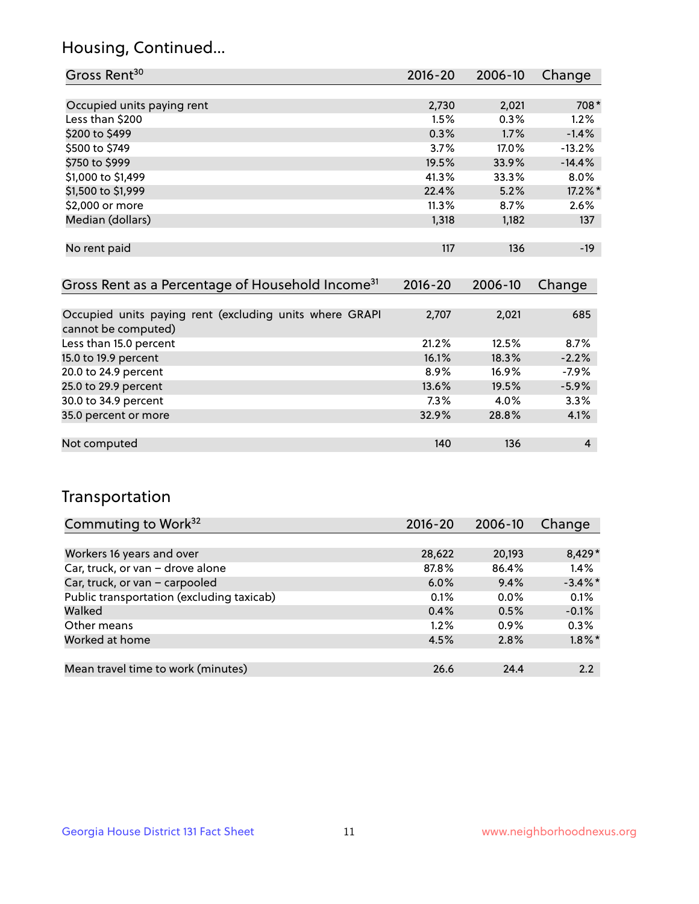## Housing, Continued...

| Gross Rent[30] | 2016-20 | 2006-10 | Change |
|---|---|---|---|
| Occupied units paying rent | 2,730 | 2,021 | 708* |
| Less than $200 | 1.5% | 0.3% | 1.2% |
| $200 to $499 | 0.3% | 1.7% | -1.4% |
| $500 to $749 | 3.7% | 17.0% | -13.2% |
| $750 to $999 | 19.5% | 33.9% | -14.4% |
| $1,000 to $1,499 | 41.3% | 33.3% | 8.0% |
| $1,500 to $1,999 | 22.4% | 5.2% | 17.2%* |
| $2,000 or more | 11.3% | 8.7% | 2.6% |
| Median (dollars) | 1,318 | 1,182 | 137 |
| No rent paid | 117 | 136 | -19 |

| Gross Rent as a Percentage of Household Income[31] | 2016-20 | 2006-10 | Change |
|---|---|---|---|
| Occupied units paying rent (excluding units where GRAPI cannot be computed) | 2,707 | 2,021 | 685 |
| Less than 15.0 percent | 21.2% | 12.5% | 8.7% |
| 15.0 to 19.9 percent | 16.1% | 18.3% | -2.2% |
| 20.0 to 24.9 percent | 8.9% | 16.9% | -7.9% |
| 25.0 to 29.9 percent | 13.6% | 19.5% | -5.9% |
| 30.0 to 34.9 percent | 7.3% | 4.0% | 3.3% |
| 35.0 percent or more | 32.9% | 28.8% | 4.1% |
| Not computed | 140 | 136 | 4 |

## Transportation

| Commuting to Work[32] | 2016-20 | 2006-10 | Change |
|---|---|---|---|
| Workers 16 years and over | 28,622 | 20,193 | 8,429* |
| Car, truck, or van – drove alone | 87.8% | 86.4% | 1.4% |
| Car, truck, or van – carpooled | 6.0% | 9.4% | -3.4%* |
| Public transportation (excluding taxicab) | 0.1% | 0.0% | 0.1% |
| Walked | 0.4% | 0.5% | -0.1% |
| Other means | 1.2% | 0.9% | 0.3% |
| Worked at home | 4.5% | 2.8% | 1.8%* |
| Mean travel time to work (minutes) | 26.6 | 24.4 | 2.2 |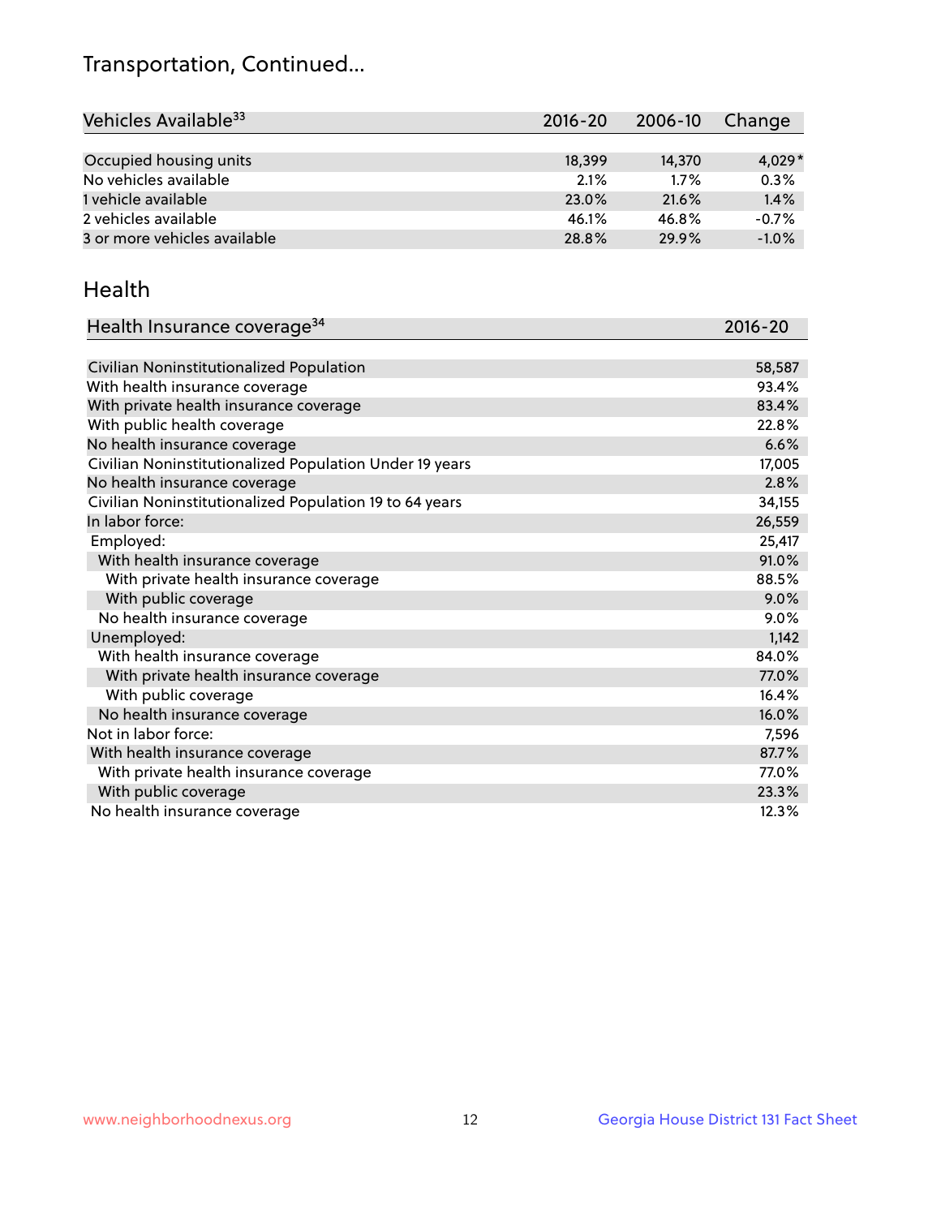# Transportation, Continued...

| Vehicles Available[33] | 2016-20 | 2006-10 | Change |
|---|---|---|---|
| Occupied housing units | 18,399 | 14,370 | 4,029* |
| No vehicles available | 2.1% | 1.7% | 0.3% |
| 1 vehicle available | 23.0% | 21.6% | 1.4% |
| 2 vehicles available | 46.1% | 46.8% | -0.7% |
| 3 or more vehicles available | 28.8% | 29.9% | -1.0% |

## Health

| Health Insurance coverage[34] | 2016-20 |
|---|---|
| Civilian Noninstitutionalized Population | 58,587 |
| With health insurance coverage | 93.4% |
| With private health insurance coverage | 83.4% |
| With public health coverage | 22.8% |
| No health insurance coverage | 6.6% |
| Civilian Noninstitutionalized Population Under 19 years | 17,005 |
| No health insurance coverage | 2.8% |
| Civilian Noninstitutionalized Population 19 to 64 years | 34,155 |
| In labor force: | 26,559 |
| Employed: | 25,417 |
| With health insurance coverage | 91.0% |
| With private health insurance coverage | 88.5% |
| With public coverage | 9.0% |
| No health insurance coverage | 9.0% |
| Unemployed: | 1,142 |
| With health insurance coverage | 84.0% |
| With private health insurance coverage | 77.0% |
| With public coverage | 16.4% |
| No health insurance coverage | 16.0% |
| Not in labor force: | 7,596 |
| With health insurance coverage | 87.7% |
| With private health insurance coverage | 77.0% |
| With public coverage | 23.3% |
| No health insurance coverage | 12.3% |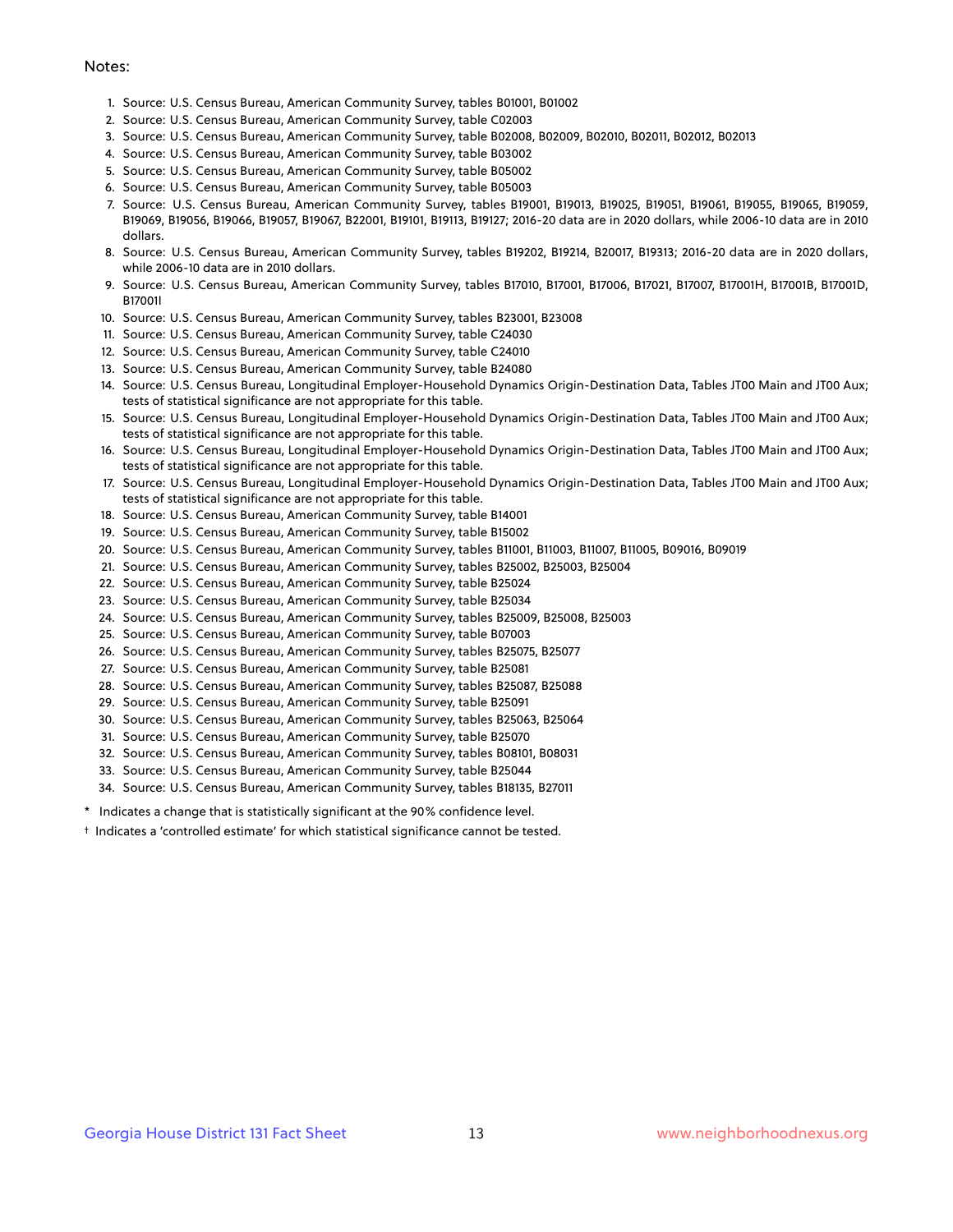Notes:

1. Source: U.S. Census Bureau, American Community Survey, tables B01001, B01002
2. Source: U.S. Census Bureau, American Community Survey, table C02003
3. Source: U.S. Census Bureau, American Community Survey, table B02008, B02009, B02010, B02011, B02012, B02013
4. Source: U.S. Census Bureau, American Community Survey, table B03002
5. Source: U.S. Census Bureau, American Community Survey, table B05002
6. Source: U.S. Census Bureau, American Community Survey, table B05003
7. Source: U.S. Census Bureau, American Community Survey, tables B19001, B19013, B19025, B19051, B19061, B19055, B19065, B19059, B19069, B19056, B19066, B19057, B19067, B22001, B19101, B19113, B19127; 2016-20 data are in 2020 dollars, while 2006-10 data are in 2010 dollars.
8. Source: U.S. Census Bureau, American Community Survey, tables B19202, B19214, B20017, B19313; 2016-20 data are in 2020 dollars, while 2006-10 data are in 2010 dollars.
9. Source: U.S. Census Bureau, American Community Survey, tables B17010, B17001, B17006, B17021, B17007, B17001H, B17001B, B17001D, B17001I
10. Source: U.S. Census Bureau, American Community Survey, tables B23001, B23008
11. Source: U.S. Census Bureau, American Community Survey, table C24030
12. Source: U.S. Census Bureau, American Community Survey, table C24010
13. Source: U.S. Census Bureau, American Community Survey, table B24080
14. Source: U.S. Census Bureau, Longitudinal Employer-Household Dynamics Origin-Destination Data, Tables JT00 Main and JT00 Aux; tests of statistical significance are not appropriate for this table.
15. Source: U.S. Census Bureau, Longitudinal Employer-Household Dynamics Origin-Destination Data, Tables JT00 Main and JT00 Aux; tests of statistical significance are not appropriate for this table.
16. Source: U.S. Census Bureau, Longitudinal Employer-Household Dynamics Origin-Destination Data, Tables JT00 Main and JT00 Aux; tests of statistical significance are not appropriate for this table.
17. Source: U.S. Census Bureau, Longitudinal Employer-Household Dynamics Origin-Destination Data, Tables JT00 Main and JT00 Aux; tests of statistical significance are not appropriate for this table.
18. Source: U.S. Census Bureau, American Community Survey, table B14001
19. Source: U.S. Census Bureau, American Community Survey, table B15002
20. Source: U.S. Census Bureau, American Community Survey, tables B11001, B11003, B11007, B11005, B09016, B09019
21. Source: U.S. Census Bureau, American Community Survey, tables B25002, B25003, B25004
22. Source: U.S. Census Bureau, American Community Survey, table B25024
23. Source: U.S. Census Bureau, American Community Survey, table B25034
24. Source: U.S. Census Bureau, American Community Survey, tables B25009, B25008, B25003
25. Source: U.S. Census Bureau, American Community Survey, table B07003
26. Source: U.S. Census Bureau, American Community Survey, tables B25075, B25077
27. Source: U.S. Census Bureau, American Community Survey, table B25081
28. Source: U.S. Census Bureau, American Community Survey, tables B25087, B25088
29. Source: U.S. Census Bureau, American Community Survey, table B25091
30. Source: U.S. Census Bureau, American Community Survey, tables B25063, B25064
31. Source: U.S. Census Bureau, American Community Survey, table B25070
32. Source: U.S. Census Bureau, American Community Survey, tables B08101, B08031
33. Source: U.S. Census Bureau, American Community Survey, table B25044
34. Source: U.S. Census Bureau, American Community Survey, tables B18135, B27011

\* Indicates a change that is statistically significant at the 90% confidence level.

† Indicates a 'controlled estimate' for which statistical significance cannot be tested.